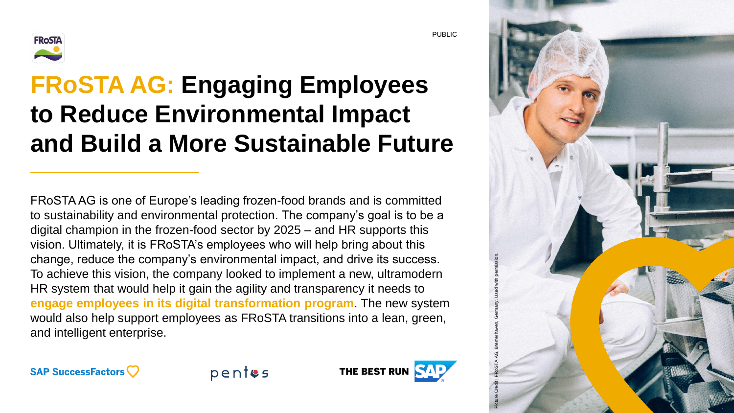PUBLIC

# FRoSTA AG: Engaging Employees to Reduce Environmental Impact and Build a More Sustainable Future

FRoSTA AG is one of Europe's leading frozen-food brands and is committed to sustainability and environmental protection. The company's goal is to be a digital champion in the frozen-food sector by 2025 – and HR supports this vision. Ultimately, it is FRoSTA's employees who will help bring about this change, reduce the company's environmental impact, and drive its success. To achieve this vision, the company looked to implement a new, ultramodern HR system that would help it gain the agility and transparency it needs to **engage employees in its digital transformation program**. The new system would also help support employees as FRoSTA transitions into a lean, green, and intelligent enterprise.

SAP SuccessFactors

pentos

THE BEST RUN SAP

Picture Credit | FRoSTA AG, Bremerhaven, Germany. Used with permission.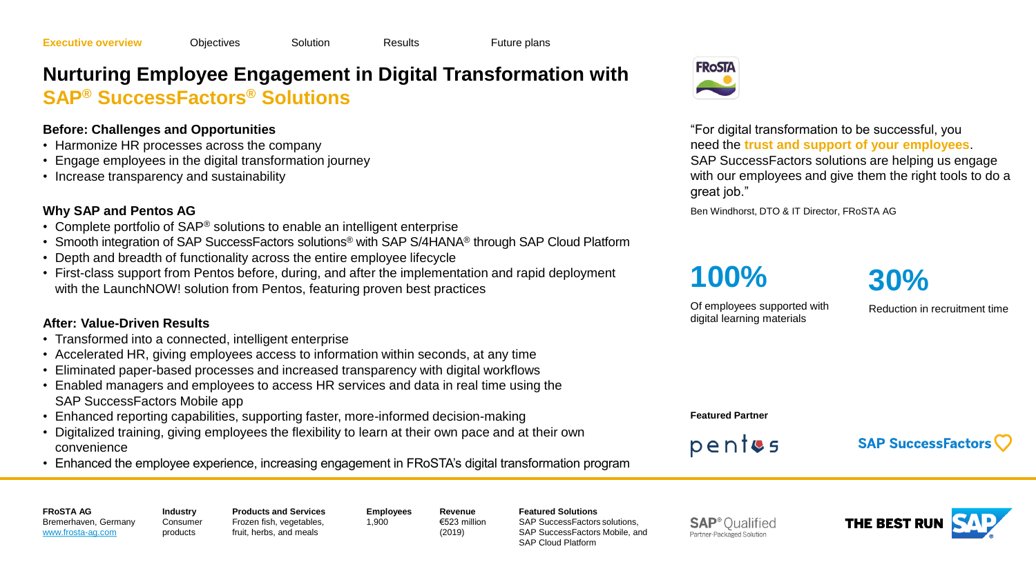Executive overview | Objectives | Solution | Results | Future plans

# Nurturing Employee Engagement in Digital Transformation with SAP® SuccessFactors® Solutions

### Before: Challenges and Opportunities

- Harmonize HR processes across the company
- Engage employees in the digital transformation journey
- Increase transparency and sustainability

### Why SAP and Pentos AG

- Complete portfolio of SAP® solutions to enable an intelligent enterprise
- Smooth integration of SAP SuccessFactors solutions® with SAP S/4HANA® through SAP Cloud Platform
- Depth and breadth of functionality across the entire employee lifecycle
- First-class support from Pentos before, during, and after the implementation and rapid deployment with the LaunchNOW! solution from Pentos, featuring proven best practices

### After: Value-Driven Results

- Transformed into a connected, intelligent enterprise
- Accelerated HR, giving employees access to information within seconds, at any time
- Eliminated paper-based processes and increased transparency with digital workflows
- Enabled managers and employees to access HR services and data in real time using the SAP SuccessFactors Mobile app
- Enhanced reporting capabilities, supporting faster, more-informed decision-making
- Digitalized training, giving employees the flexibility to learn at their own pace and at their own convenience
- Enhanced the employee experience, increasing engagement in FRoSTA's digital transformation program

"For digital transformation to be successful, you need the **trust and support of your employees**. SAP SuccessFactors solutions are helping us engage with our employees and give them the right tools to do a great job."

Ben Windhorst, DTO & IT Director, FRoSTA AG

**100%**
Of employees supported with digital learning materials

**30%**
Reduction in recruitment time

**Featured Partner**

pentos

SAP SuccessFactors

| FRoSTA AG | Industry | Products and Services | Employees | Revenue | Featured Solutions |
| --- | --- | --- | --- | --- | --- |
| Bremerhaven, Germany www.frosta-ag.com | Consumer products | Frozen fish, vegetables, fruit, herbs, and meals | 1,900 | €523 million (2019) | SAP SuccessFactors solutions, SAP SuccessFactors Mobile, and SAP Cloud Platform |

SAP® Qualified Partner-Packaged Solution

THE BEST RUN SAP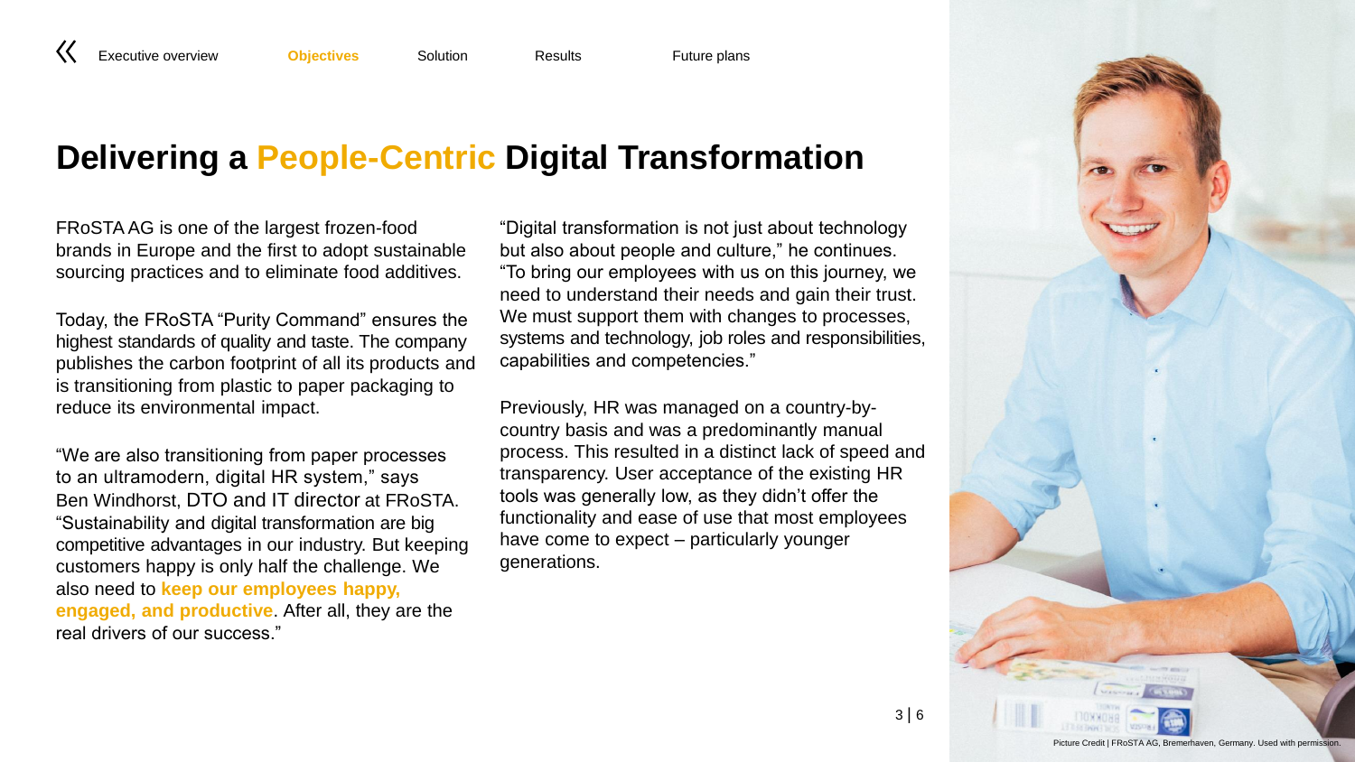# Delivering a People-Centric Digital Transformation

FRoSTA AG is one of the largest frozen-food brands in Europe and the first to adopt sustainable sourcing practices and to eliminate food additives.

Today, the FRoSTA "Purity Command" ensures the highest standards of quality and taste. The company publishes the carbon footprint of all its products and is transitioning from plastic to paper packaging to reduce its environmental impact.

"We are also transitioning from paper processes to an ultramodern, digital HR system," says Ben Windhorst, DTO and IT director at FRoSTA. "Sustainability and digital transformation are big competitive advantages in our industry. But keeping customers happy is only half the challenge. We also need to **keep our employees happy, engaged, and productive**. After all, they are the real drivers of our success."

"Digital transformation is not just about technology but also about people and culture," he continues. "To bring our employees with us on this journey, we need to understand their needs and gain their trust. We must support them with changes to processes, systems and technology, job roles and responsibilities, capabilities and competencies."

Previously, HR was managed on a country-by-country basis and was a predominantly manual process. This resulted in a distinct lack of speed and transparency. User acceptance of the existing HR tools was generally low, as they didn't offer the functionality and ease of use that most employees have come to expect – particularly younger generations.

Picture Credit | FRoSTA AG, Bremerhaven, Germany. Used with permission.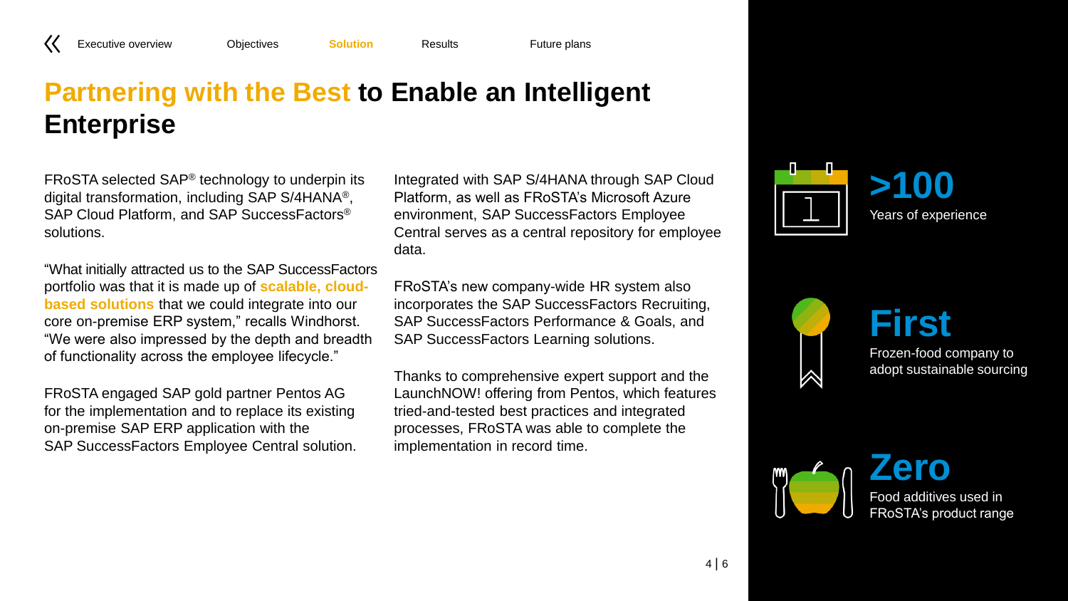# Partnering with the Best to Enable an Intelligent Enterprise

FRoSTA selected SAP® technology to underpin its digital transformation, including SAP S/4HANA®, SAP Cloud Platform, and SAP SuccessFactors® solutions.

"What initially attracted us to the SAP SuccessFactors portfolio was that it is made up of **scalable, cloud-based solutions** that we could integrate into our core on-premise ERP system," recalls Windhorst. "We were also impressed by the depth and breadth of functionality across the employee lifecycle."

FRoSTA engaged SAP gold partner Pentos AG for the implementation and to replace its existing on-premise SAP ERP application with the SAP SuccessFactors Employee Central solution.

Integrated with SAP S/4HANA through SAP Cloud Platform, as well as FRoSTA's Microsoft Azure environment, SAP SuccessFactors Employee Central serves as a central repository for employee data.

FRoSTA's new company-wide HR system also incorporates the SAP SuccessFactors Recruiting, SAP SuccessFactors Performance & Goals, and SAP SuccessFactors Learning solutions.

Thanks to comprehensive expert support and the LaunchNOW! offering from Pentos, which features tried-and-tested best practices and integrated processes, FRoSTA was able to complete the implementation in record time.

**>100**
Years of experience

**First**
Frozen-food company to adopt sustainable sourcing

**Zero**
Food additives used in FRoSTA's product range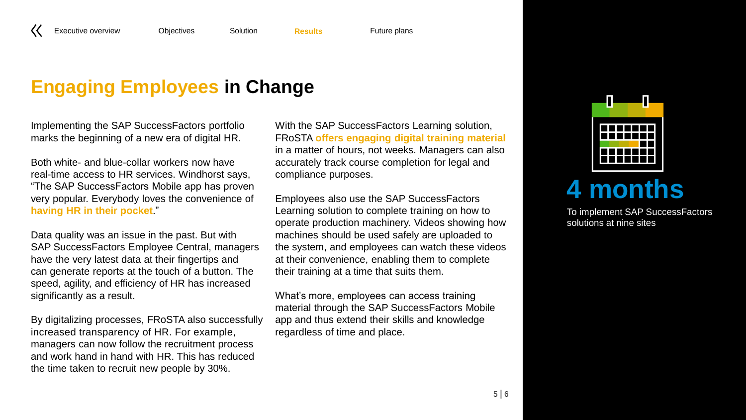# Engaging Employees in Change

Implementing the SAP SuccessFactors portfolio marks the beginning of a new era of digital HR.

Both white- and blue-collar workers now have real-time access to HR services. Windhorst says, “The SAP SuccessFactors Mobile app has proven very popular. Everybody loves the convenience of **having HR in their pocket**.”

Data quality was an issue in the past. But with SAP SuccessFactors Employee Central, managers have the very latest data at their fingertips and can generate reports at the touch of a button. The speed, agility, and efficiency of HR has increased significantly as a result.

By digitalizing processes, FRoSTA also successfully increased transparency of HR. For example, managers can now follow the recruitment process and work hand in hand with HR. This has reduced the time taken to recruit new people by 30%.

With the SAP SuccessFactors Learning solution, FRoSTA **offers engaging digital training material** in a matter of hours, not weeks. Managers can also accurately track course completion for legal and compliance purposes.

Employees also use the SAP SuccessFactors Learning solution to complete training on how to operate production machinery. Videos showing how machines should be used safely are uploaded to the system, and employees can watch these videos at their convenience, enabling them to complete their training at a time that suits them.

What’s more, employees can access training material through the SAP SuccessFactors Mobile app and thus extend their skills and knowledge regardless of time and place.

**4 months**

To implement SAP SuccessFactors solutions at nine sites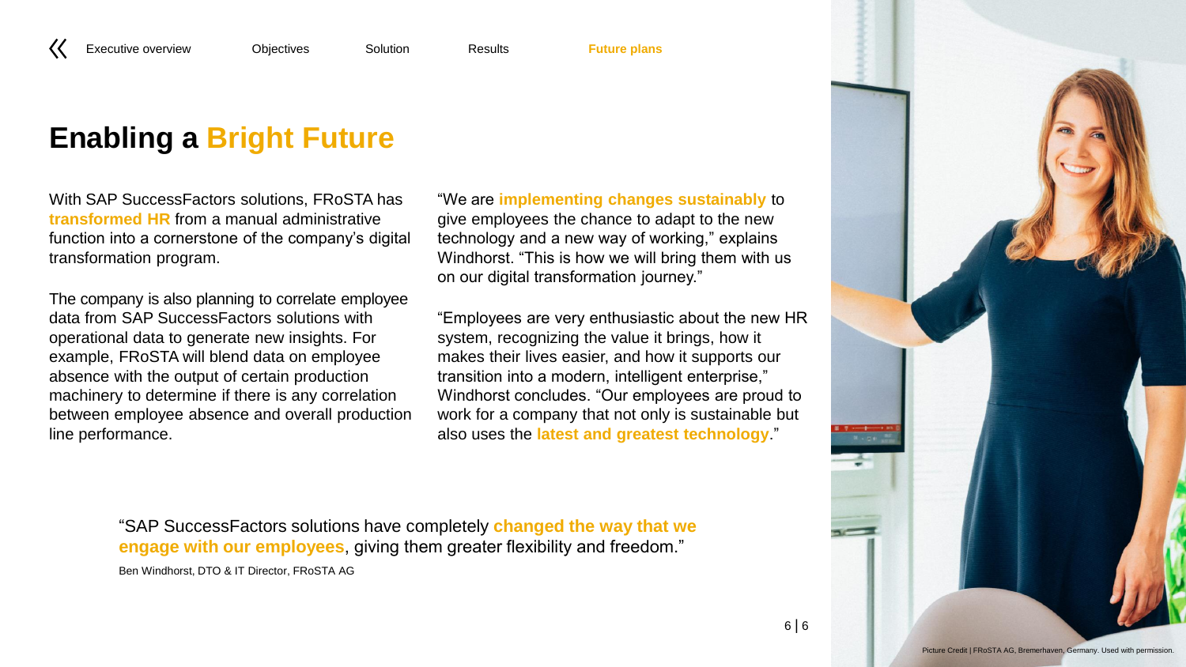# Enabling a **Bright Future**

With SAP SuccessFactors solutions, FRoSTA has **transformed HR** from a manual administrative function into a cornerstone of the company's digital transformation program.

The company is also planning to correlate employee data from SAP SuccessFactors solutions with operational data to generate new insights. For example, FRoSTA will blend data on employee absence with the output of certain production machinery to determine if there is any correlation between employee absence and overall production line performance.

"We are **implementing changes sustainably** to give employees the chance to adapt to the new technology and a new way of working," explains Windhorst. "This is how we will bring them with us on our digital transformation journey."

"Employees are very enthusiastic about the new HR system, recognizing the value it brings, how it makes their lives easier, and how it supports our transition into a modern, intelligent enterprise," Windhorst concludes. "Our employees are proud to work for a company that not only is sustainable but also uses the **latest and greatest technology**."

> "SAP SuccessFactors solutions have completely **changed the way that we engage with our employees**, giving them greater flexibility and freedom."
>
> Ben Windhorst, DTO & IT Director, FRoSTA AG

Picture Credit | FRoSTA AG, Bremerhaven, Germany. Used with permission.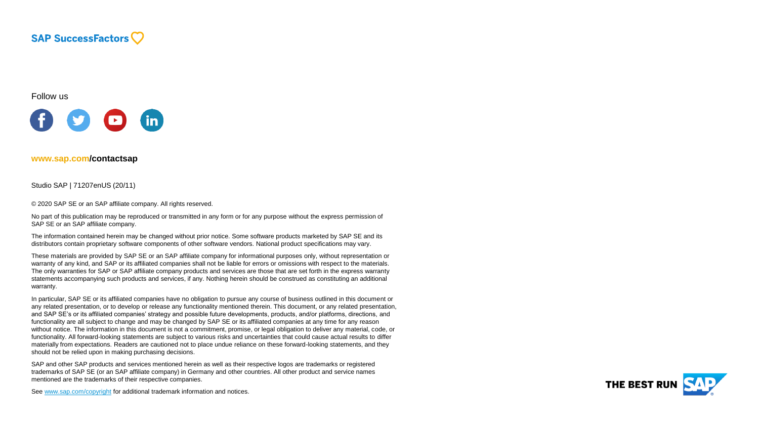SAP SuccessFactors

Follow us

**www.sap.com/contactsap**

Studio SAP | 71207enUS (20/11)

© 2020 SAP SE or an SAP affiliate company. All rights reserved.

No part of this publication may be reproduced or transmitted in any form or for any purpose without the express permission of SAP SE or an SAP affiliate company.

The information contained herein may be changed without prior notice. Some software products marketed by SAP SE and its distributors contain proprietary software components of other software vendors. National product specifications may vary.

These materials are provided by SAP SE or an SAP affiliate company for informational purposes only, without representation or warranty of any kind, and SAP or its affiliated companies shall not be liable for errors or omissions with respect to the materials. The only warranties for SAP or SAP affiliate company products and services are those that are set forth in the express warranty statements accompanying such products and services, if any. Nothing herein should be construed as constituting an additional warranty.

In particular, SAP SE or its affiliated companies have no obligation to pursue any course of business outlined in this document or any related presentation, or to develop or release any functionality mentioned therein. This document, or any related presentation, and SAP SE's or its affiliated companies' strategy and possible future developments, products, and/or platforms, directions, and functionality are all subject to change and may be changed by SAP SE or its affiliated companies at any time for any reason without notice. The information in this document is not a commitment, promise, or legal obligation to deliver any material, code, or functionality. All forward-looking statements are subject to various risks and uncertainties that could cause actual results to differ materially from expectations. Readers are cautioned not to place undue reliance on these forward-looking statements, and they should not be relied upon in making purchasing decisions.

SAP and other SAP products and services mentioned herein as well as their respective logos are trademarks or registered trademarks of SAP SE (or an SAP affiliate company) in Germany and other countries. All other product and service names mentioned are the trademarks of their respective companies.

See www.sap.com/copyright for additional trademark information and notices.

THE BEST RUN SAP